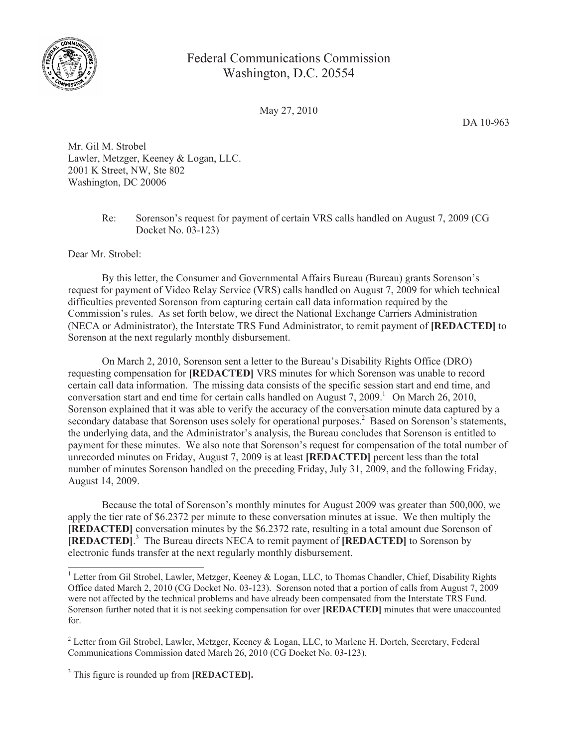Federal Communications Commission
Washington, D.C. 20554

May 27, 2010

DA 10-963

Mr. Gil M. Strobel
Lawler, Metzger, Keeney & Logan, LLC.
2001 K Street, NW, Ste 802
Washington, DC 20006

Re: Sorenson's request for payment of certain VRS calls handled on August 7, 2009 (CG Docket No. 03-123)

Dear Mr. Strobel:

By this letter, the Consumer and Governmental Affairs Bureau (Bureau) grants Sorenson's request for payment of Video Relay Service (VRS) calls handled on August 7, 2009 for which technical difficulties prevented Sorenson from capturing certain call data information required by the Commission's rules. As set forth below, we direct the National Exchange Carriers Administration (NECA or Administrator), the Interstate TRS Fund Administrator, to remit payment of **[REDACTED]** to Sorenson at the next regularly monthly disbursement.

On March 2, 2010, Sorenson sent a letter to the Bureau's Disability Rights Office (DRO) requesting compensation for **[REDACTED]** VRS minutes for which Sorenson was unable to record certain call data information. The missing data consists of the specific session start and end time, and conversation start and end time for certain calls handled on August 7, 2009.[1] On March 26, 2010, Sorenson explained that it was able to verify the accuracy of the conversation minute data captured by a secondary database that Sorenson uses solely for operational purposes.[2] Based on Sorenson's statements, the underlying data, and the Administrator's analysis, the Bureau concludes that Sorenson is entitled to payment for these minutes. We also note that Sorenson's request for compensation of the total number of unrecorded minutes on Friday, August 7, 2009 is at least **[REDACTED]** percent less than the total number of minutes Sorenson handled on the preceding Friday, July 31, 2009, and the following Friday, August 14, 2009.

Because the total of Sorenson's monthly minutes for August 2009 was greater than 500,000, we apply the tier rate of $6.2372 per minute to these conversation minutes at issue. We then multiply the **[REDACTED]** conversation minutes by the $6.2372 rate, resulting in a total amount due Sorenson of **[REDACTED]**.[3] The Bureau directs NECA to remit payment of **[REDACTED]** to Sorenson by electronic funds transfer at the next regularly monthly disbursement.

---

[1] Letter from Gil Strobel, Lawler, Metzger, Keeney & Logan, LLC, to Thomas Chandler, Chief, Disability Rights Office dated March 2, 2010 (CG Docket No. 03-123). Sorenson noted that a portion of calls from August 7, 2009 were not affected by the technical problems and have already been compensated from the Interstate TRS Fund. Sorenson further noted that it is not seeking compensation for over **[REDACTED]** minutes that were unaccounted for.

[2] Letter from Gil Strobel, Lawler, Metzger, Keeney & Logan, LLC, to Marlene H. Dortch, Secretary, Federal Communications Commission dated March 26, 2010 (CG Docket No. 03-123).

[3] This figure is rounded up from **[REDACTED].**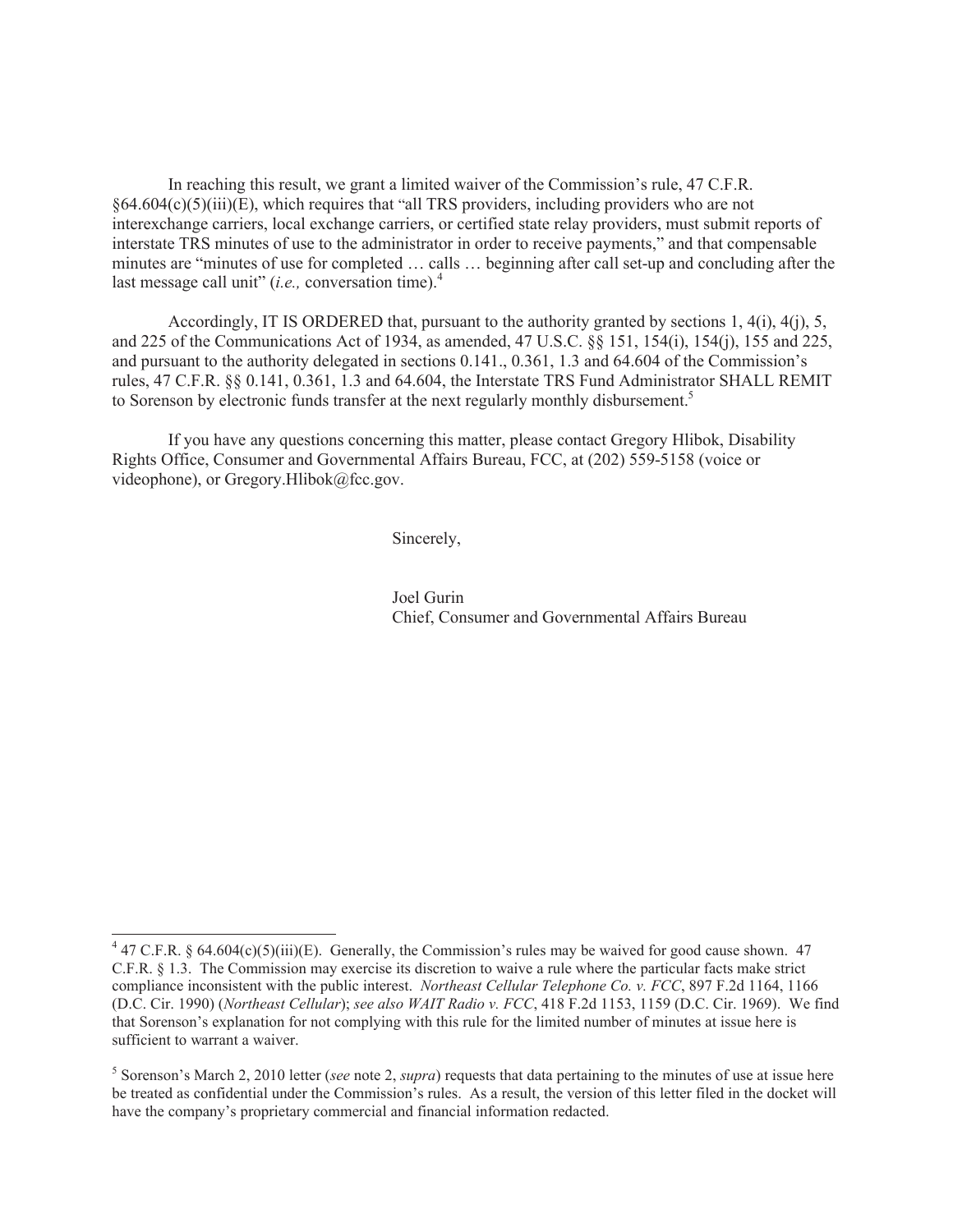In reaching this result, we grant a limited waiver of the Commission's rule, 47 C.F.R. §64.604(c)(5)(iii)(E), which requires that "all TRS providers, including providers who are not interexchange carriers, local exchange carriers, or certified state relay providers, must submit reports of interstate TRS minutes of use to the administrator in order to receive payments," and that compensable minutes are "minutes of use for completed … calls … beginning after call set-up and concluding after the last message call unit" (*i.e.,* conversation time).[4]

Accordingly, IT IS ORDERED that, pursuant to the authority granted by sections 1, 4(i), 4(j), 5, and 225 of the Communications Act of 1934, as amended, 47 U.S.C. §§ 151, 154(i), 154(j), 155 and 225, and pursuant to the authority delegated in sections 0.141., 0.361, 1.3 and 64.604 of the Commission's rules, 47 C.F.R. §§ 0.141, 0.361, 1.3 and 64.604, the Interstate TRS Fund Administrator SHALL REMIT to Sorenson by electronic funds transfer at the next regularly monthly disbursement.[5]

If you have any questions concerning this matter, please contact Gregory Hlibok, Disability Rights Office, Consumer and Governmental Affairs Bureau, FCC, at (202) 559-5158 (voice or videophone), or Gregory.Hlibok@fcc.gov.

Sincerely,

Joel Gurin
Chief, Consumer and Governmental Affairs Bureau

---

[4] 47 C.F.R. § 64.604(c)(5)(iii)(E). Generally, the Commission's rules may be waived for good cause shown. 47 C.F.R. § 1.3. The Commission may exercise its discretion to waive a rule where the particular facts make strict compliance inconsistent with the public interest. *Northeast Cellular Telephone Co. v. FCC*, 897 F.2d 1164, 1166 (D.C. Cir. 1990) (*Northeast Cellular*); *see also WAIT Radio v. FCC*, 418 F.2d 1153, 1159 (D.C. Cir. 1969). We find that Sorenson's explanation for not complying with this rule for the limited number of minutes at issue here is sufficient to warrant a waiver.

[5] Sorenson's March 2, 2010 letter (*see* note 2, *supra*) requests that data pertaining to the minutes of use at issue here be treated as confidential under the Commission's rules. As a result, the version of this letter filed in the docket will have the company's proprietary commercial and financial information redacted.